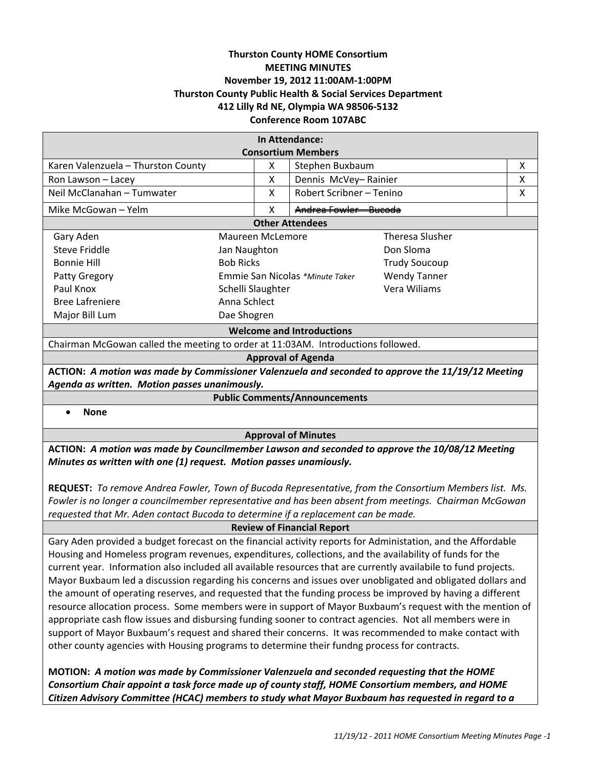**Thurston County HOME Consortium**
**MEETING MINUTES**
**November 19, 2012 11:00AM-1:00PM**
**Thurston County Public Health & Social Services Department**
**412 Lilly Rd NE, Olympia WA 98506-5132**
**Conference Room 107ABC**

**In Attendance:**
**Consortium Members**

| Member | Present | Member | Present |
|---|---|---|---|
| Karen Valenzuela – Thurston County | X | Stephen Buxbaum | X |
| Ron Lawson – Lacey | X | Dennis McVey– Rainier | X |
| Neil McClanahan – Tumwater | X | Robert Scribner – Tenino | X |
| Mike McGowan – Yelm | X | ~~Andrea Fowler – Bucoda~~ | |

**Other Attendees**

| | | |
|---|---|---|
| Gary Aden | Maureen McLemore | Theresa Slusher |
| Steve Friddle | Jan Naughton | Don Sloma |
| Bonnie Hill | Bob Ricks | Trudy Soucoup |
| Patty Gregory | Emmie San Nicolas *Minute Taker | Wendy Tanner |
| Paul Knox | Schelli Slaughter | Vera Wiliams |
| Bree Lafreniere | Anna Schlect | |
| Major Bill Lum | Dae Shogren | |

**Welcome and Introductions**

Chairman McGowan called the meeting to order at 11:03AM. Introductions followed.

**Approval of Agenda**

**ACTION:** ***A motion was made by Commissioner Valenzuela and seconded to approve the 11/19/12 Meeting Agenda as written. Motion passes unanimously.***

**Public Comments/Announcements**

- **None**

**Approval of Minutes**

**ACTION:** ***A motion was made by Councilmember Lawson and seconded to approve the 10/08/12 Meeting Minutes as written with one (1) request. Motion passes unamiously.***

**REQUEST:** *To remove Andrea Fowler, Town of Bucoda Representative, from the Consortium Members list. Ms. Fowler is no longer a councilmember representative and has been absent from meetings. Chairman McGowan requested that Mr. Aden contact Bucoda to determine if a replacement can be made.*

**Review of Financial Report**

Gary Aden provided a budget forecast on the financial activity reports for Administation, and the Affordable Housing and Homeless program revenues, expenditures, collections, and the availability of funds for the current year. Information also included all available resources that are currently availabile to fund projects. Mayor Buxbaum led a discussion regarding his concerns and issues over unobligated and obligated dollars and the amount of operating reserves, and requested that the funding process be improved by having a different resource allocation process. Some members were in support of Mayor Buxbaum's request with the mention of appropriate cash flow issues and disbursing funding sooner to contract agencies. Not all members were in support of Mayor Buxbaum's request and shared their concerns. It was recommended to make contact with other county agencies with Housing programs to determine their fundng process for contracts.

**MOTION:** ***A motion was made by Commissioner Valenzuela and seconded requesting that the HOME Consortium Chair appoint a task force made up of county staff, HOME Consortium members, and HOME Citizen Advisory Committee (HCAC) members to study what Mayor Buxbaum has requested in regard to a***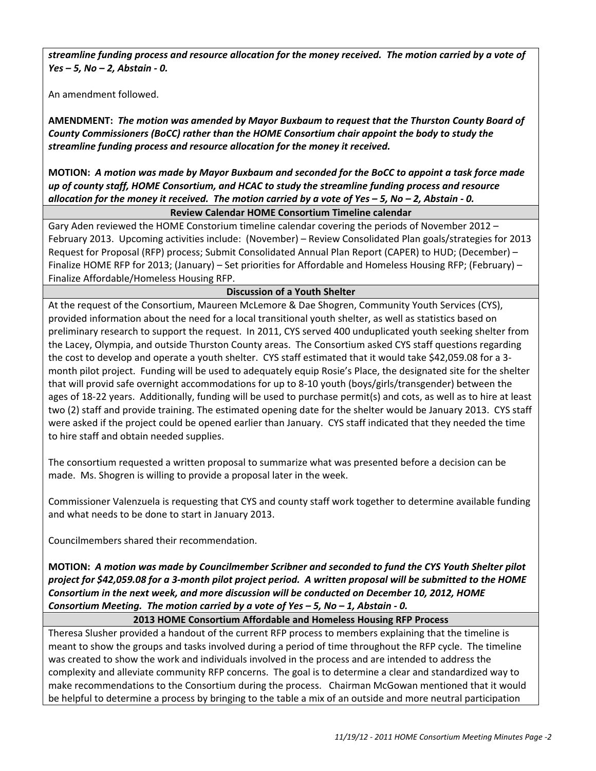***streamline funding process and resource allocation for the money received. The motion carried by a vote of Yes – 5, No – 2, Abstain - 0.***

An amendment followed.

**AMENDMENT:** ***The motion was amended by Mayor Buxbaum to request that the Thurston County Board of County Commissioners (BoCC) rather than the HOME Consortium chair appoint the body to study the streamline funding process and resource allocation for the money it received.***

**MOTION:** ***A motion was made by Mayor Buxbaum and seconded for the BoCC to appoint a task force made up of county staff, HOME Consortium, and HCAC to study the streamline funding process and resource allocation for the money it received. The motion carried by a vote of Yes – 5, No – 2, Abstain - 0.***

## Review Calendar HOME Consortium Timeline calendar

Gary Aden reviewed the HOME Constorium timeline calendar covering the periods of November 2012 – February 2013. Upcoming activities include: (November) – Review Consolidated Plan goals/strategies for 2013 Request for Proposal (RFP) process; Submit Consolidated Annual Plan Report (CAPER) to HUD; (December) – Finalize HOME RFP for 2013; (January) – Set priorities for Affordable and Homeless Housing RFP; (February) – Finalize Affordable/Homeless Housing RFP.

## Discussion of a Youth Shelter

At the request of the Consortium, Maureen McLemore & Dae Shogren, Community Youth Services (CYS), provided information about the need for a local transitional youth shelter, as well as statistics based on preliminary research to support the request. In 2011, CYS served 400 unduplicated youth seeking shelter from the Lacey, Olympia, and outside Thurston County areas. The Consortium asked CYS staff questions regarding the cost to develop and operate a youth shelter. CYS staff estimated that it would take $42,059.08 for a 3-month pilot project. Funding will be used to adequately equip Rosie's Place, the designated site for the shelter that will provid safe overnight accommodations for up to 8-10 youth (boys/girls/transgender) between the ages of 18-22 years. Additionally, funding will be used to purchase permit(s) and cots, as well as to hire at least two (2) staff and provide training. The estimated opening date for the shelter would be January 2013. CYS staff were asked if the project could be opened earlier than January. CYS staff indicated that they needed the time to hire staff and obtain needed supplies.

The consortium requested a written proposal to summarize what was presented before a decision can be made. Ms. Shogren is willing to provide a proposal later in the week.

Commissioner Valenzuela is requesting that CYS and county staff work together to determine available funding and what needs to be done to start in January 2013.

Councilmembers shared their recommendation.

**MOTION:** ***A motion was made by Councilmember Scribner and seconded to fund the CYS Youth Shelter pilot project for $42,059.08 for a 3-month pilot project period. A written proposal will be submitted to the HOME Consortium in the next week, and more discussion will be conducted on December 10, 2012, HOME Consortium Meeting. The motion carried by a vote of Yes – 5, No – 1, Abstain - 0.***

## 2013 HOME Consortium Affordable and Homeless Housing RFP Process

Theresa Slusher provided a handout of the current RFP process to members explaining that the timeline is meant to show the groups and tasks involved during a period of time throughout the RFP cycle. The timeline was created to show the work and individuals involved in the process and are intended to address the complexity and alleviate community RFP concerns. The goal is to determine a clear and standardized way to make recommendations to the Consortium during the process. Chairman McGowan mentioned that it would be helpful to determine a process by bringing to the table a mix of an outside and more neutral participation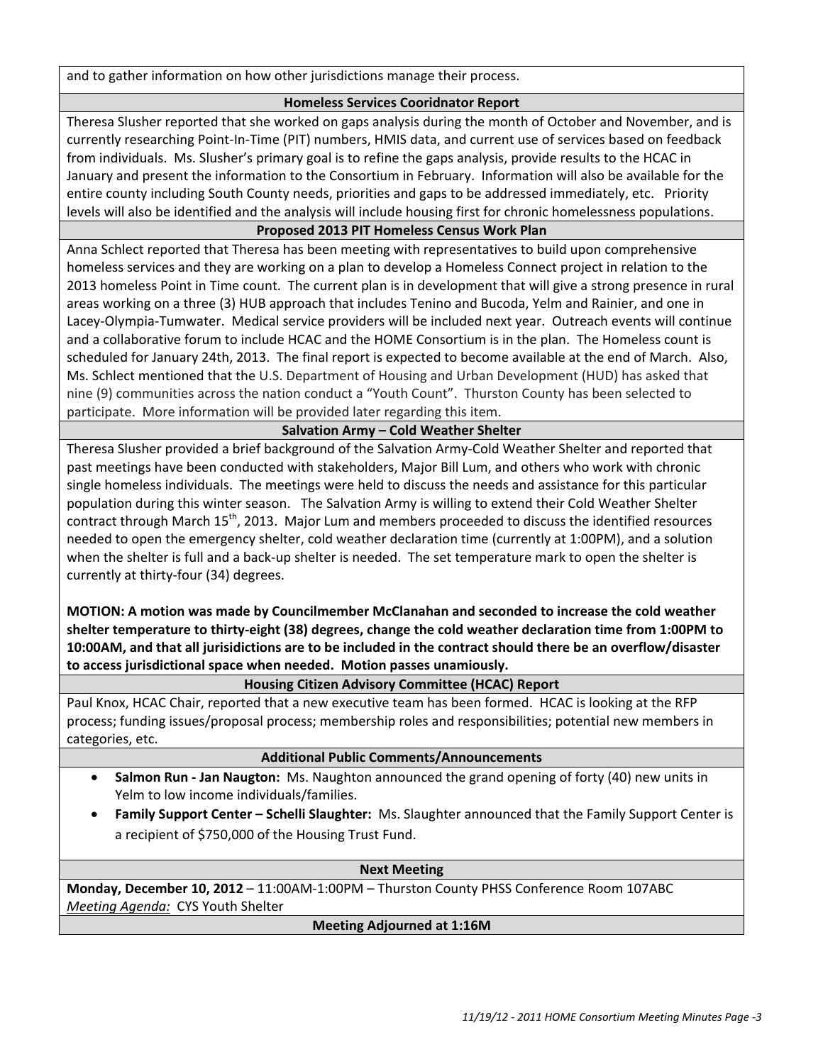and to gather information on how other jurisdictions manage their process.

## Homeless Services Cooridnator Report

Theresa Slusher reported that she worked on gaps analysis during the month of October and November, and is currently researching Point-In-Time (PIT) numbers, HMIS data, and current use of services based on feedback from individuals. Ms. Slusher's primary goal is to refine the gaps analysis, provide results to the HCAC in January and present the information to the Consortium in February. Information will also be available for the entire county including South County needs, priorities and gaps to be addressed immediately, etc. Priority levels will also be identified and the analysis will include housing first for chronic homelessness populations.

## Proposed 2013 PIT Homeless Census Work Plan

Anna Schlect reported that Theresa has been meeting with representatives to build upon comprehensive homeless services and they are working on a plan to develop a Homeless Connect project in relation to the 2013 homeless Point in Time count. The current plan is in development that will give a strong presence in rural areas working on a three (3) HUB approach that includes Tenino and Bucoda, Yelm and Rainier, and one in Lacey-Olympia-Tumwater. Medical service providers will be included next year. Outreach events will continue and a collaborative forum to include HCAC and the HOME Consortium is in the plan. The Homeless count is scheduled for January 24th, 2013. The final report is expected to become available at the end of March. Also, Ms. Schlect mentioned that the U.S. Department of Housing and Urban Development (HUD) has asked that nine (9) communities across the nation conduct a "Youth Count". Thurston County has been selected to participate. More information will be provided later regarding this item.

## Salvation Army – Cold Weather Shelter

Theresa Slusher provided a brief background of the Salvation Army-Cold Weather Shelter and reported that past meetings have been conducted with stakeholders, Major Bill Lum, and others who work with chronic single homeless individuals. The meetings were held to discuss the needs and assistance for this particular population during this winter season. The Salvation Army is willing to extend their Cold Weather Shelter contract through March 15th, 2013. Major Lum and members proceeded to discuss the identified resources needed to open the emergency shelter, cold weather declaration time (currently at 1:00PM), and a solution when the shelter is full and a back-up shelter is needed. The set temperature mark to open the shelter is currently at thirty-four (34) degrees.

**MOTION: A motion was made by Councilmember McClanahan and seconded to increase the cold weather shelter temperature to thirty-eight (38) degrees, change the cold weather declaration time from 1:00PM to 10:00AM, and that all jurisidictions are to be included in the contract should there be an overflow/disaster to access jurisdictional space when needed. Motion passes unamiously.**

## Housing Citizen Advisory Committee (HCAC) Report

Paul Knox, HCAC Chair, reported that a new executive team has been formed. HCAC is looking at the RFP process; funding issues/proposal process; membership roles and responsibilities; potential new members in categories, etc.

## Additional Public Comments/Announcements

- **Salmon Run - Jan Naugton:** Ms. Naughton announced the grand opening of forty (40) new units in Yelm to low income individuals/families.
- **Family Support Center – Schelli Slaughter:** Ms. Slaughter announced that the Family Support Center is a recipient of $750,000 of the Housing Trust Fund.

## Next Meeting

**Monday, December 10, 2012** – 11:00AM-1:00PM – Thurston County PHSS Conference Room 107ABC
*Meeting Agenda:* CYS Youth Shelter

**Meeting Adjourned at 1:16M**